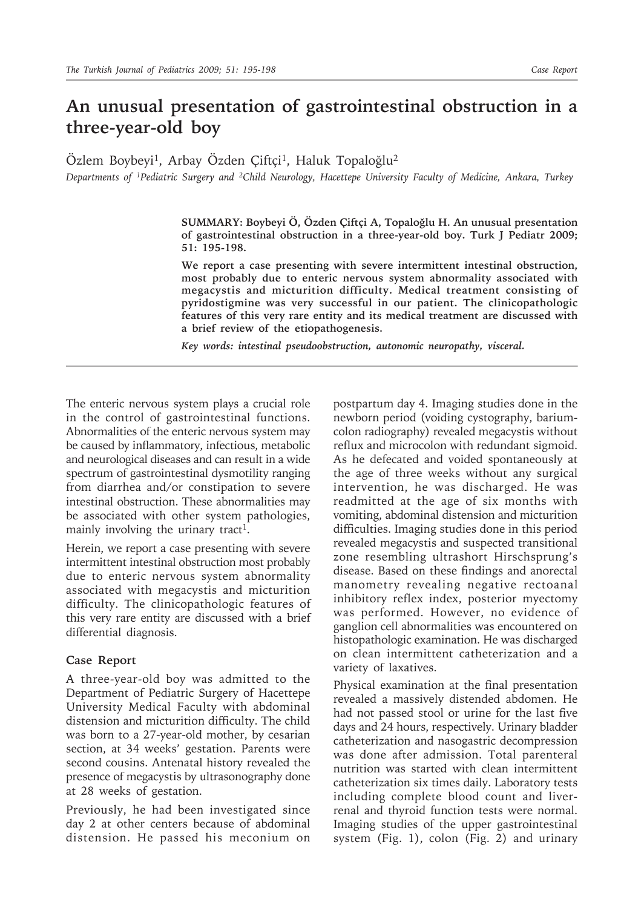# An unusual presentation of gastrointestinal obstruction in a three-year-old boy

Özlem Boybeyi[1], Arbay Özden Çiftçi[1], Haluk Topaloğlu[2]

*Departments of [1]Pediatric Surgery and [2]Child Neurology, Hacettepe University Faculty of Medicine, Ankara, Turkey*

**SUMMARY: Boybeyi Ö, Özden Çiftçi A, Topaloğlu H. An unusual presentation of gastrointestinal obstruction in a three-year-old boy. Turk J Pediatr 2009; 51: 195-198.**

**We report a case presenting with severe intermittent intestinal obstruction, most probably due to enteric nervous system abnormality associated with megacystis and micturition difficulty. Medical treatment consisting of pyridostigmine was very successful in our patient. The clinicopathologic features of this very rare entity and its medical treatment are discussed with a brief review of the etiopathogenesis.**

***Key words: intestinal pseudoobstruction, autonomic neuropathy, visceral.***

---

The enteric nervous system plays a crucial role in the control of gastrointestinal functions. Abnormalities of the enteric nervous system may be caused by inflammatory, infectious, metabolic and neurological diseases and can result in a wide spectrum of gastrointestinal dysmotility ranging from diarrhea and/or constipation to severe intestinal obstruction. These abnormalities may be associated with other system pathologies, mainly involving the urinary tract[1].

Herein, we report a case presenting with severe intermittent intestinal obstruction most probably due to enteric nervous system abnormality associated with megacystis and micturition difficulty. The clinicopathologic features of this very rare entity are discussed with a brief differential diagnosis.

## Case Report

A three-year-old boy was admitted to the Department of Pediatric Surgery of Hacettepe University Medical Faculty with abdominal distension and micturition difficulty. The child was born to a 27-year-old mother, by cesarian section, at 34 weeks' gestation. Parents were second cousins. Antenatal history revealed the presence of megacystis by ultrasonography done at 28 weeks of gestation.

Previously, he had been investigated since day 2 at other centers because of abdominal distension. He passed his meconium on postpartum day 4. Imaging studies done in the newborn period (voiding cystography, barium-colon radiography) revealed megacystis without reflux and microcolon with redundant sigmoid. As he defecated and voided spontaneously at the age of three weeks without any surgical intervention, he was discharged. He was readmitted at the age of six months with vomiting, abdominal distension and micturition difficulties. Imaging studies done in this period revealed megacystis and suspected transitional zone resembling ultrashort Hirschsprung's disease. Based on these findings and anorectal manometry revealing negative rectoanal inhibitory reflex index, posterior myectomy was performed. However, no evidence of ganglion cell abnormalities was encountered on histopathologic examination. He was discharged on clean intermittent catheterization and a variety of laxatives.

Physical examination at the final presentation revealed a massively distended abdomen. He had not passed stool or urine for the last five days and 24 hours, respectively. Urinary bladder catheterization and nasogastric decompression was done after admission. Total parenteral nutrition was started with clean intermittent catheterization six times daily. Laboratory tests including complete blood count and liver-renal and thyroid function tests were normal. Imaging studies of the upper gastrointestinal system (Fig. 1), colon (Fig. 2) and urinary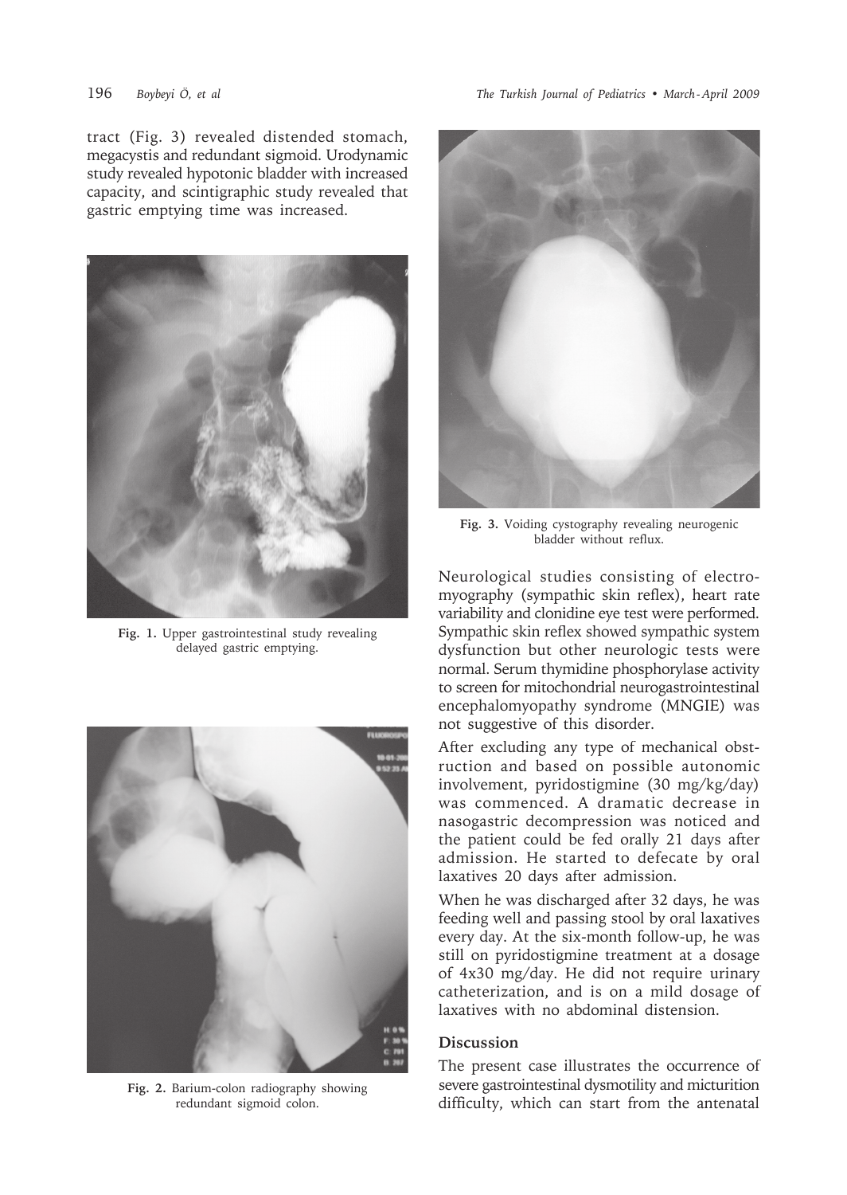tract (Fig. 3) revealed distended stomach, megacystis and redundant sigmoid. Urodynamic study revealed hypotonic bladder with increased capacity, and scintigraphic study revealed that gastric emptying time was increased.

**Fig. 1.** Upper gastrointestinal study revealing delayed gastric emptying.

**Fig. 2.** Barium-colon radiography showing redundant sigmoid colon.

**Fig. 3.** Voiding cystography revealing neurogenic bladder without reflux.

Neurological studies consisting of electromyography (sympathic skin reflex), heart rate variability and clonidine eye test were performed. Sympathic skin reflex showed sympathic system dysfunction but other neurologic tests were normal. Serum thymidine phosphorylase activity to screen for mitochondrial neurogastrointestinal encephalomyopathy syndrome (MNGIE) was not suggestive of this disorder.

After excluding any type of mechanical obstruction and based on possible autonomic involvement, pyridostigmine (30 mg/kg/day) was commenced. A dramatic decrease in nasogastric decompression was noticed and the patient could be fed orally 21 days after admission. He started to defecate by oral laxatives 20 days after admission.

When he was discharged after 32 days, he was feeding well and passing stool by oral laxatives every day. At the six-month follow-up, he was still on pyridostigmine treatment at a dosage of 4x30 mg/day. He did not require urinary catheterization, and is on a mild dosage of laxatives with no abdominal distension.

## Discussion

The present case illustrates the occurrence of severe gastrointestinal dysmotility and micturition difficulty, which can start from the antenatal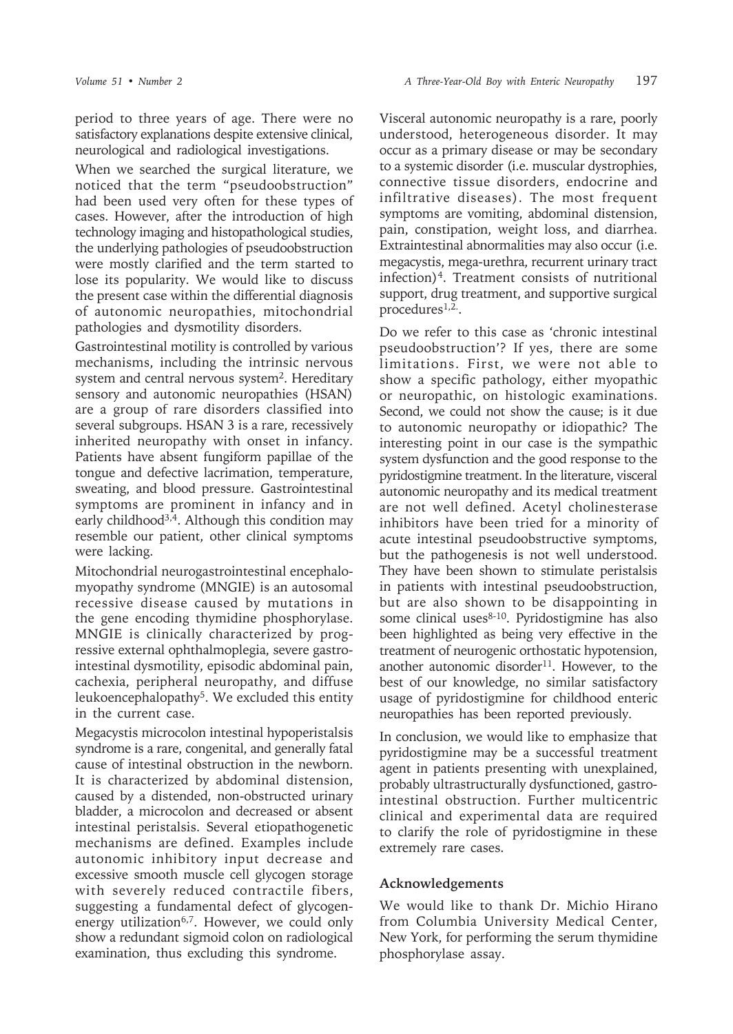period to three years of age. There were no satisfactory explanations despite extensive clinical, neurological and radiological investigations.

When we searched the surgical literature, we noticed that the term "pseudoobstruction" had been used very often for these types of cases. However, after the introduction of high technology imaging and histopathological studies, the underlying pathologies of pseudoobstruction were mostly clarified and the term started to lose its popularity. We would like to discuss the present case within the differential diagnosis of autonomic neuropathies, mitochondrial pathologies and dysmotility disorders.

Gastrointestinal motility is controlled by various mechanisms, including the intrinsic nervous system and central nervous system[2]. Hereditary sensory and autonomic neuropathies (HSAN) are a group of rare disorders classified into several subgroups. HSAN 3 is a rare, recessively inherited neuropathy with onset in infancy. Patients have absent fungiform papillae of the tongue and defective lacrimation, temperature, sweating, and blood pressure. Gastrointestinal symptoms are prominent in infancy and in early childhood[3,4]. Although this condition may resemble our patient, other clinical symptoms were lacking.

Mitochondrial neurogastrointestinal encephalomyopathy syndrome (MNGIE) is an autosomal recessive disease caused by mutations in the gene encoding thymidine phosphorylase. MNGIE is clinically characterized by progressive external ophthalmoplegia, severe gastrointestinal dysmotility, episodic abdominal pain, cachexia, peripheral neuropathy, and diffuse leukoencephalopathy[5]. We excluded this entity in the current case.

Megacystis microcolon intestinal hypoperistalsis syndrome is a rare, congenital, and generally fatal cause of intestinal obstruction in the newborn. It is characterized by abdominal distension, caused by a distended, non-obstructed urinary bladder, a microcolon and decreased or absent intestinal peristalsis. Several etiopathogenetic mechanisms are defined. Examples include autonomic inhibitory input decrease and excessive smooth muscle cell glycogen storage with severely reduced contractile fibers, suggesting a fundamental defect of glycogen-energy utilization[6,7]. However, we could only show a redundant sigmoid colon on radiological examination, thus excluding this syndrome.

Visceral autonomic neuropathy is a rare, poorly understood, heterogeneous disorder. It may occur as a primary disease or may be secondary to a systemic disorder (i.e. muscular dystrophies, connective tissue disorders, endocrine and infiltrative diseases). The most frequent symptoms are vomiting, abdominal distension, pain, constipation, weight loss, and diarrhea. Extraintestinal abnormalities may also occur (i.e. megacystis, mega-urethra, recurrent urinary tract infection)[4]. Treatment consists of nutritional support, drug treatment, and supportive surgical procedures[1,2].

Do we refer to this case as 'chronic intestinal pseudoobstruction'? If yes, there are some limitations. First, we were not able to show a specific pathology, either myopathic or neuropathic, on histologic examinations. Second, we could not show the cause; is it due to autonomic neuropathy or idiopathic? The interesting point in our case is the sympathic system dysfunction and the good response to the pyridostigmine treatment. In the literature, visceral autonomic neuropathy and its medical treatment are not well defined. Acetyl cholinesterase inhibitors have been tried for a minority of acute intestinal pseudoobstructive symptoms, but the pathogenesis is not well understood. They have been shown to stimulate peristalsis in patients with intestinal pseudoobstruction, but are also shown to be disappointing in some clinical uses[8-10]. Pyridostigmine has also been highlighted as being very effective in the treatment of neurogenic orthostatic hypotension, another autonomic disorder[11]. However, to the best of our knowledge, no similar satisfactory usage of pyridostigmine for childhood enteric neuropathies has been reported previously.

In conclusion, we would like to emphasize that pyridostigmine may be a successful treatment agent in patients presenting with unexplained, probably ultrastructurally dysfunctioned, gastrointestinal obstruction. Further multicentric clinical and experimental data are required to clarify the role of pyridostigmine in these extremely rare cases.

## Acknowledgements

We would like to thank Dr. Michio Hirano from Columbia University Medical Center, New York, for performing the serum thymidine phosphorylase assay.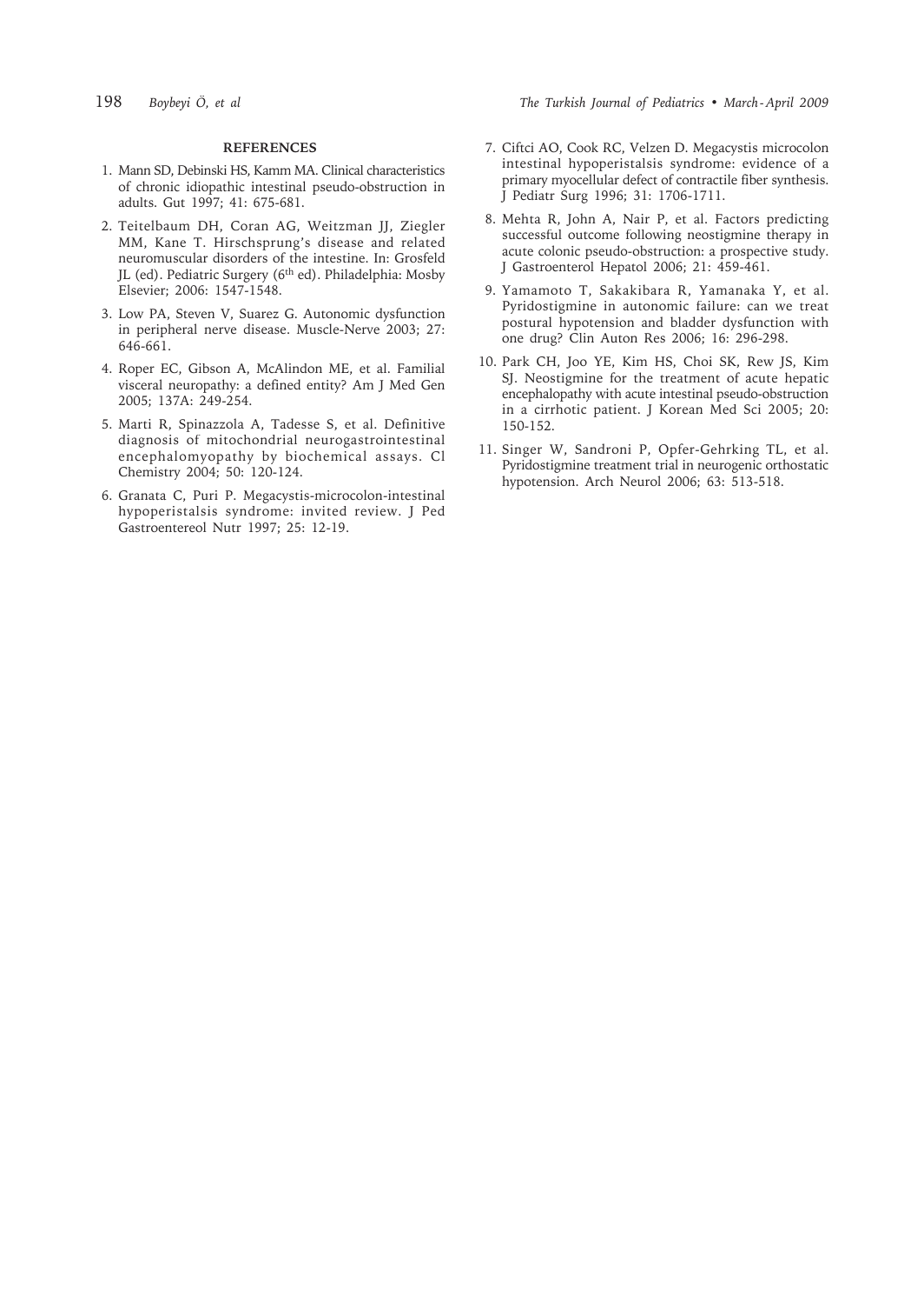## REFERENCES

1. Mann SD, Debinski HS, Kamm MA. Clinical characteristics of chronic idiopathic intestinal pseudo-obstruction in adults. Gut 1997; 41: 675-681.
2. Teitelbaum DH, Coran AG, Weitzman JJ, Ziegler MM, Kane T. Hirschsprung's disease and related neuromuscular disorders of the intestine. In: Grosfeld JL (ed). Pediatric Surgery (6th ed). Philadelphia: Mosby Elsevier; 2006: 1547-1548.
3. Low PA, Steven V, Suarez G. Autonomic dysfunction in peripheral nerve disease. Muscle-Nerve 2003; 27: 646-661.
4. Roper EC, Gibson A, McAlindon ME, et al. Familial visceral neuropathy: a defined entity? Am J Med Gen 2005; 137A: 249-254.
5. Marti R, Spinazzola A, Tadesse S, et al. Definitive diagnosis of mitochondrial neurogastrointestinal encephalomyopathy by biochemical assays. Cl Chemistry 2004; 50: 120-124.
6. Granata C, Puri P. Megacystis-microcolon-intestinal hypoperistalsis syndrome: invited review. J Ped Gastroentereol Nutr 1997; 25: 12-19.
7. Ciftci AO, Cook RC, Velzen D. Megacystis microcolon intestinal hypoperistalsis syndrome: evidence of a primary myocellular defect of contractile fiber synthesis. J Pediatr Surg 1996; 31: 1706-1711.
8. Mehta R, John A, Nair P, et al. Factors predicting successful outcome following neostigmine therapy in acute colonic pseudo-obstruction: a prospective study. J Gastroenterol Hepatol 2006; 21: 459-461.
9. Yamamoto T, Sakakibara R, Yamanaka Y, et al. Pyridostigmine in autonomic failure: can we treat postural hypotension and bladder dysfunction with one drug? Clin Auton Res 2006; 16: 296-298.
10. Park CH, Joo YE, Kim HS, Choi SK, Rew JS, Kim SJ. Neostigmine for the treatment of acute hepatic encephalopathy with acute intestinal pseudo-obstruction in a cirrhotic patient. J Korean Med Sci 2005; 20: 150-152.
11. Singer W, Sandroni P, Opfer-Gehrking TL, et al. Pyridostigmine treatment trial in neurogenic orthostatic hypotension. Arch Neurol 2006; 63: 513-518.